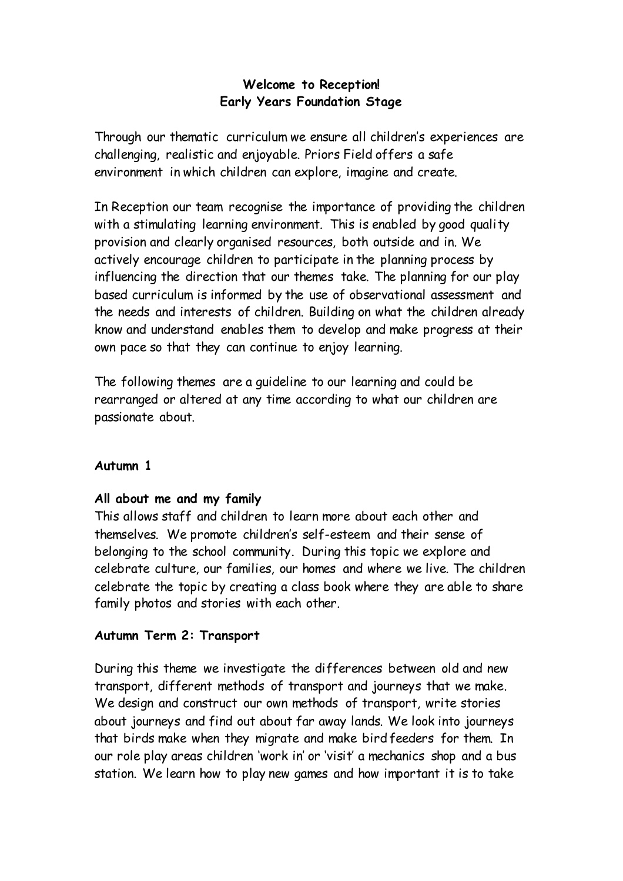# Welcome to Reception!
## Early Years Foundation Stage

Through our thematic curriculum we ensure all children's experiences are challenging, realistic and enjoyable. Priors Field offers a safe environment in which children can explore, imagine and create.

In Reception our team recognise the importance of providing the children with a stimulating learning environment. This is enabled by good quality provision and clearly organised resources, both outside and in. We actively encourage children to participate in the planning process by influencing the direction that our themes take. The planning for our play based curriculum is informed by the use of observational assessment and the needs and interests of children. Building on what the children already know and understand enables them to develop and make progress at their own pace so that they can continue to enjoy learning.

The following themes are a guideline to our learning and could be rearranged or altered at any time according to what our children are passionate about.

**Autumn 1**

**All about me and my family**

This allows staff and children to learn more about each other and themselves. We promote children's self-esteem and their sense of belonging to the school community. During this topic we explore and celebrate culture, our families, our homes and where we live. The children celebrate the topic by creating a class book where they are able to share family photos and stories with each other.

**Autumn Term 2: Transport**

During this theme we investigate the differences between old and new transport, different methods of transport and journeys that we make. We design and construct our own methods of transport, write stories about journeys and find out about far away lands. We look into journeys that birds make when they migrate and make bird feeders for them. In our role play areas children 'work in' or 'visit' a mechanics shop and a bus station. We learn how to play new games and how important it is to take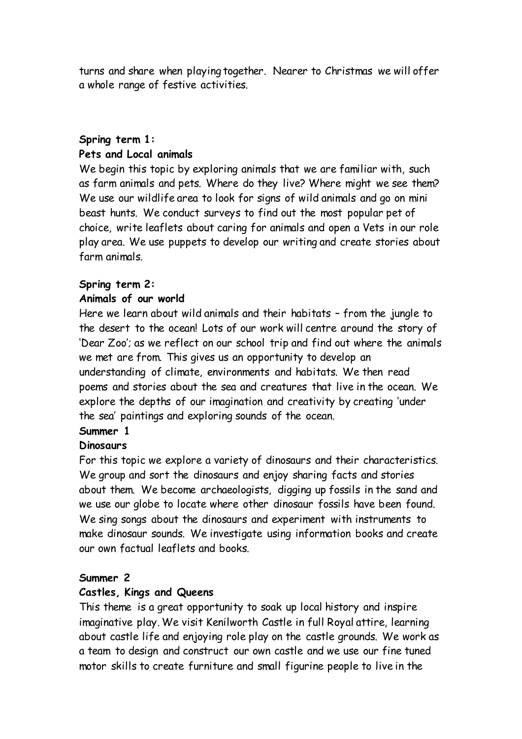turns and share when playing together. Nearer to Christmas we will offer a whole range of festive activities.

**Spring term 1:**
**Pets and Local animals**

We begin this topic by exploring animals that we are familiar with, such as farm animals and pets. Where do they live? Where might we see them? We use our wildlife area to look for signs of wild animals and go on mini beast hunts. We conduct surveys to find out the most popular pet of choice, write leaflets about caring for animals and open a Vets in our role play area. We use puppets to develop our writing and create stories about farm animals.

**Spring term 2:**
**Animals of our world**

Here we learn about wild animals and their habitats – from the jungle to the desert to the ocean! Lots of our work will centre around the story of 'Dear Zoo'; as we reflect on our school trip and find out where the animals we met are from. This gives us an opportunity to develop an understanding of climate, environments and habitats. We then read poems and stories about the sea and creatures that live in the ocean. We explore the depths of our imagination and creativity by creating 'under the sea' paintings and exploring sounds of the ocean.

**Summer 1**
**Dinosaurs**

For this topic we explore a variety of dinosaurs and their characteristics. We group and sort the dinosaurs and enjoy sharing facts and stories about them. We become archaeologists, digging up fossils in the sand and we use our globe to locate where other dinosaur fossils have been found. We sing songs about the dinosaurs and experiment with instruments to make dinosaur sounds. We investigate using information books and create our own factual leaflets and books.

**Summer 2**
**Castles, Kings and Queens**

This theme is a great opportunity to soak up local history and inspire imaginative play. We visit Kenilworth Castle in full Royal attire, learning about castle life and enjoying role play on the castle grounds. We work as a team to design and construct our own castle and we use our fine tuned motor skills to create furniture and small figurine people to live in the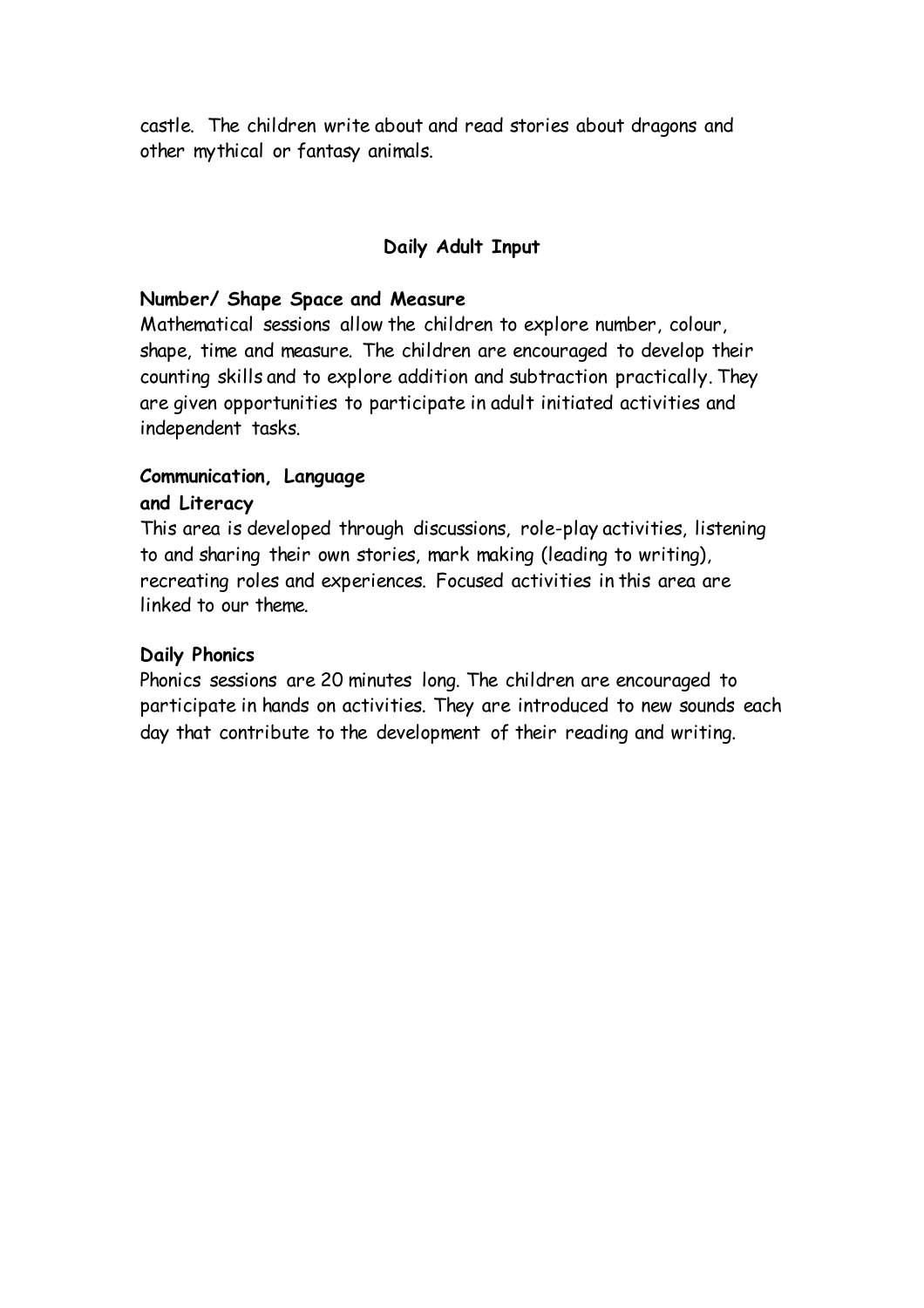castle. The children write about and read stories about dragons and other mythical or fantasy animals.

## Daily Adult Input

### Number/ Shape Space and Measure

Mathematical sessions allow the children to explore number, colour, shape, time and measure. The children are encouraged to develop their counting skills and to explore addition and subtraction practically. They are given opportunities to participate in adult initiated activities and independent tasks.

### Communication, Language and Literacy

This area is developed through discussions, role-play activities, listening to and sharing their own stories, mark making (leading to writing), recreating roles and experiences. Focused activities in this area are linked to our theme.

### Daily Phonics

Phonics sessions are 20 minutes long. The children are encouraged to participate in hands on activities. They are introduced to new sounds each day that contribute to the development of their reading and writing.